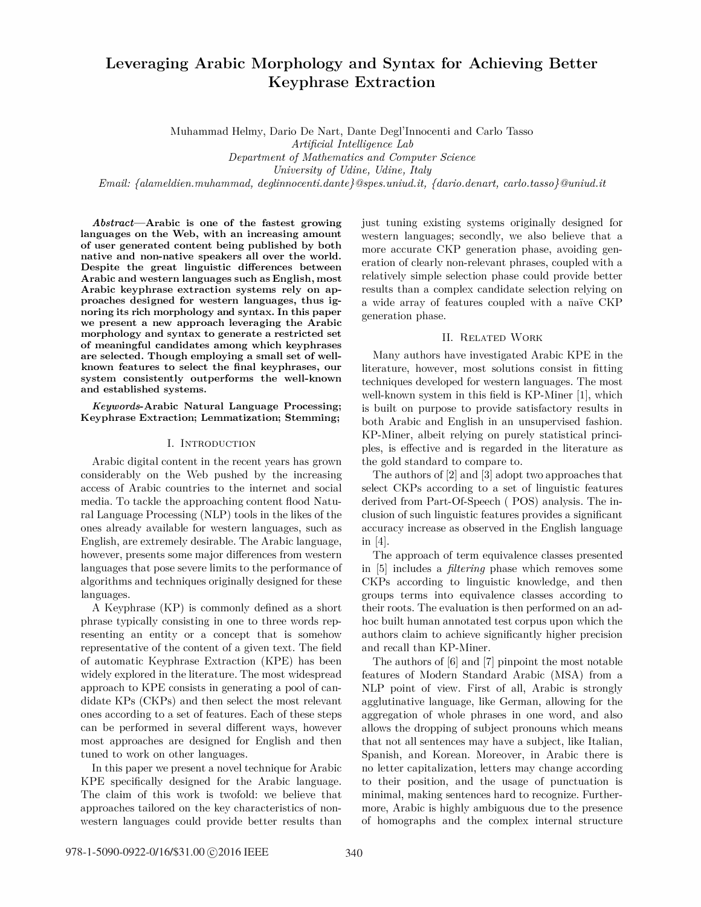# Leveraging Arabic Morphology and Syntax for Achieving Better Keyphrase Extraction

Muhammad Helmy, Dario De Nart, Dante Degl'Innocenti and Carlo Tasso
*Artificial Intelligence Lab*
*Department of Mathematics and Computer Science*
*University of Udine, Udine, Italy*
*Email: {alameldien.muhammad, deglinnocenti.dante}@spes.uniud.it, {dario.denart, carlo.tasso}@uniud.it*

***Abstract*—Arabic is one of the fastest growing languages on the Web, with an increasing amount of user generated content being published by both native and non-native speakers all over the world. Despite the great linguistic differences between Arabic and western languages such as English, most Arabic keyphrase extraction systems rely on approaches designed for western languages, thus ignoring its rich morphology and syntax. In this paper we present a new approach leveraging the Arabic morphology and syntax to generate a restricted set of meaningful candidates among which keyphrases are selected. Though employing a small set of well-known features to select the final keyphrases, our system consistently outperforms the well-known and established systems.**

***Keywords*-Arabic Natural Language Processing; Keyphrase Extraction; Lemmatization; Stemming;**

## I. Introduction

Arabic digital content in the recent years has grown considerably on the Web pushed by the increasing access of Arabic countries to the internet and social media. To tackle the approaching content flood Natural Language Processing (NLP) tools in the likes of the ones already available for western languages, such as English, are extremely desirable. The Arabic language, however, presents some major differences from western languages that pose severe limits to the performance of algorithms and techniques originally designed for these languages.

A Keyphrase (KP) is commonly defined as a short phrase typically consisting in one to three words representing an entity or a concept that is somehow representative of the content of a given text. The field of automatic Keyphrase Extraction (KPE) has been widely explored in the literature. The most widespread approach to KPE consists in generating a pool of candidate KPs (CKPs) and then select the most relevant ones according to a set of features. Each of these steps can be performed in several different ways, however most approaches are designed for English and then tuned to work on other languages.

In this paper we present a novel technique for Arabic KPE specifically designed for the Arabic language. The claim of this work is twofold: we believe that approaches tailored on the key characteristics of non-western languages could provide better results than just tuning existing systems originally designed for western languages; secondly, we also believe that a more accurate CKP generation phase, avoiding generation of clearly non-relevant phrases, coupled with a relatively simple selection phase could provide better results than a complex candidate selection relying on a wide array of features coupled with a naïve CKP generation phase.

## II. Related Work

Many authors have investigated Arabic KPE in the literature, however, most solutions consist in fitting techniques developed for western languages. The most well-known system in this field is KP-Miner [1], which is built on purpose to provide satisfactory results in both Arabic and English in an unsupervised fashion. KP-Miner, albeit relying on purely statistical principles, is effective and is regarded in the literature as the gold standard to compare to.

The authors of [2] and [3] adopt two approaches that select CKPs according to a set of linguistic features derived from Part-Of-Speech ( POS) analysis. The inclusion of such linguistic features provides a significant accuracy increase as observed in the English language in [4].

The approach of term equivalence classes presented in [5] includes a *filtering* phase which removes some CKPs according to linguistic knowledge, and then groups terms into equivalence classes according to their roots. The evaluation is then performed on an ad-hoc built human annotated test corpus upon which the authors claim to achieve significantly higher precision and recall than KP-Miner.

The authors of [6] and [7] pinpoint the most notable features of Modern Standard Arabic (MSA) from a NLP point of view. First of all, Arabic is strongly agglutinative language, like German, allowing for the aggregation of whole phrases in one word, and also allows the dropping of subject pronouns which means that not all sentences may have a subject, like Italian, Spanish, and Korean. Moreover, in Arabic there is no letter capitalization, letters may change according to their position, and the usage of punctuation is minimal, making sentences hard to recognize. Furthermore, Arabic is highly ambiguous due to the presence of homographs and the complex internal structure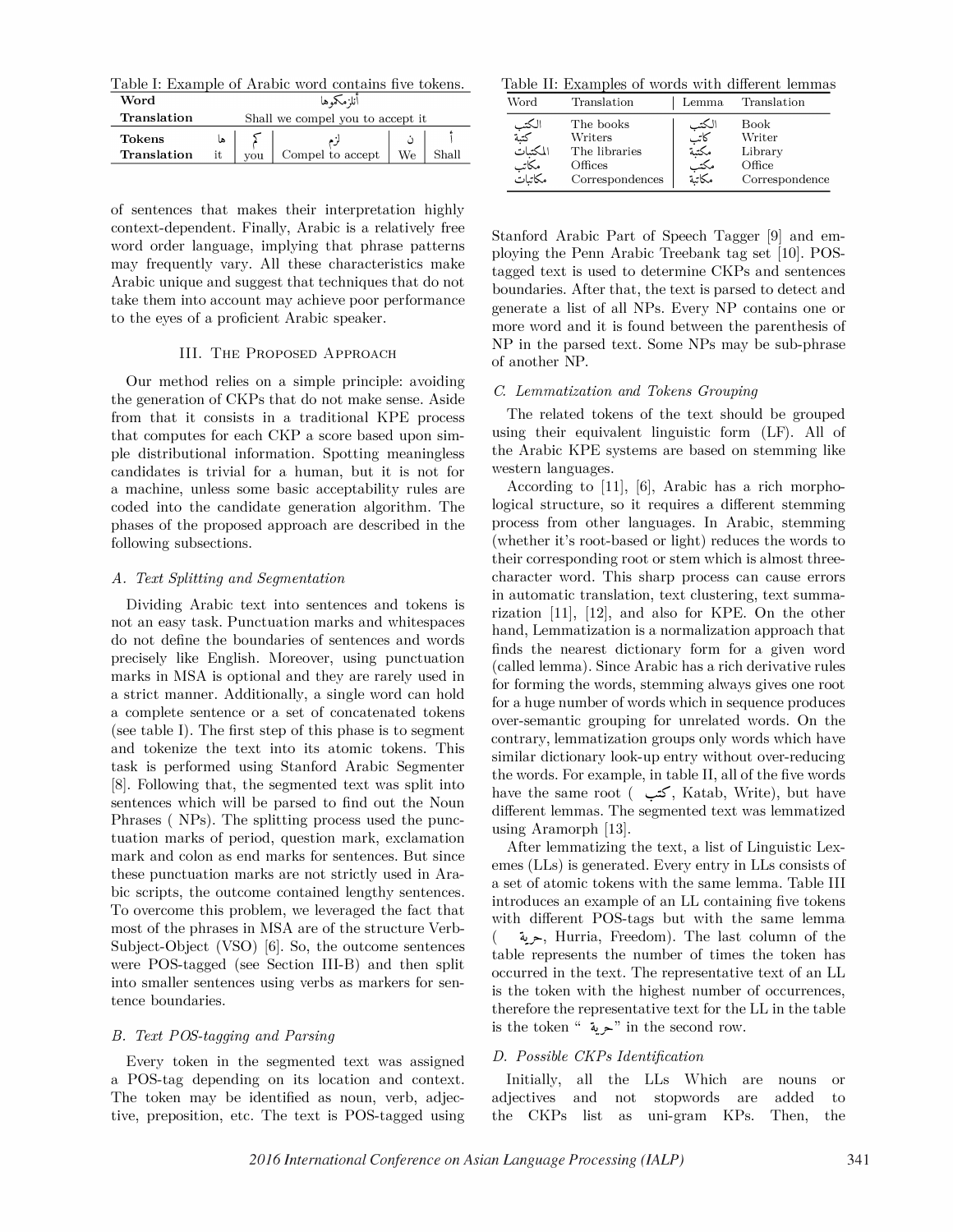Table I: Example of Arabic word contains five tokens.

| **Word** | أنلزمكموها | | | | |
|---|---|---|---|---|---|
| **Translation** | Shall we compel you to accept it | | | | |
| **Tokens** | ها | كم | لزم | ن | أ |
| **Translation** | it | you | Compel to accept | We | Shall |

of sentences that makes their interpretation highly context-dependent. Finally, Arabic is a relatively free word order language, implying that phrase patterns may frequently vary. All these characteristics make Arabic unique and suggest that techniques that do not take them into account may achieve poor performance to the eyes of a proficient Arabic speaker.

## III. The Proposed Approach

Our method relies on a simple principle: avoiding the generation of CKPs that do not make sense. Aside from that it consists in a traditional KPE process that computes for each CKP a score based upon simple distributional information. Spotting meaningless candidates is trivial for a human, but it is not for a machine, unless some basic acceptability rules are coded into the candidate generation algorithm. The phases of the proposed approach are described in the following subsections.

### A. Text Splitting and Segmentation

Dividing Arabic text into sentences and tokens is not an easy task. Punctuation marks and whitespaces do not define the boundaries of sentences and words precisely like English. Moreover, using punctuation marks in MSA is optional and they are rarely used in a strict manner. Additionally, a single word can hold a complete sentence or a set of concatenated tokens (see table I). The first step of this phase is to segment and tokenize the text into its atomic tokens. This task is performed using Stanford Arabic Segmenter [8]. Following that, the segmented text was split into sentences which will be parsed to find out the Noun Phrases ( NPs). The splitting process used the punctuation marks of period, question mark, exclamation mark and colon as end marks for sentences. But since these punctuation marks are not strictly used in Arabic scripts, the outcome contained lengthy sentences. To overcome this problem, we leveraged the fact that most of the phrases in MSA are of the structure Verb-Subject-Object (VSO) [6]. So, the outcome sentences were POS-tagged (see Section III-B) and then split into smaller sentences using verbs as markers for sentence boundaries.

### B. Text POS-tagging and Parsing

Every token in the segmented text was assigned a POS-tag depending on its location and context. The token may be identified as noun, verb, adjective, preposition, etc. The text is POS-tagged using Stanford Arabic Part of Speech Tagger [9] and employing the Penn Arabic Treebank tag set [10]. POS-tagged text is used to determine CKPs and sentences boundaries. After that, the text is parsed to detect and generate a list of all NPs. Every NP contains one or more word and it is found between the parenthesis of NP in the parsed text. Some NPs may be sub-phrase of another NP.

Table II: Examples of words with different lemmas

| Word | Translation | Lemma | Translation |
|---|---|---|---|
| الكتب | The books | الكتب | Book |
| كتبة | Writers | كاتب | Writer |
| المكتبات | The libraries | مكتبة | Library |
| مكاتب | Offices | مكتب | Office |
| مكاتبات | Correspondences | مكاتبة | Correspondence |

### C. Lemmatization and Tokens Grouping

The related tokens of the text should be grouped using their equivalent linguistic form (LF). All of the Arabic KPE systems are based on stemming like western languages.

According to [11], [6], Arabic has a rich morphological structure, so it requires a different stemming process from other languages. In Arabic, stemming (whether it's root-based or light) reduces the words to their corresponding root or stem which is almost three-character word. This sharp process can cause errors in automatic translation, text clustering, text summarization [11], [12], and also for KPE. On the other hand, Lemmatization is a normalization approach that finds the nearest dictionary form for a given word (called lemma). Since Arabic has a rich derivative rules for forming the words, stemming always gives one root for a huge number of words which in sequence produces over-semantic grouping for unrelated words. On the contrary, lemmatization groups only words which have similar dictionary look-up entry without over-reducing the words. For example, in table II, all of the five words have the same root ( كتب, Katab, Write), but have different lemmas. The segmented text was lemmatized using Aramorph [13].

After lemmatizing the text, a list of Linguistic Lexemes (LLs) is generated. Every entry in LLs consists of a set of atomic tokens with the same lemma. Table III introduces an example of an LL containing five tokens with different POS-tags but with the same lemma ( حرية, Hurria, Freedom). The last column of the table represents the number of times the token has occurred in the text. The representative text of an LL is the token with the highest number of occurrences, therefore the representative text for the LL in the table is the token " حرية" in the second row.

### D. Possible CKPs Identification

Initially, all the LLs Which are nouns or adjectives and not stopwords are added to the CKPs list as uni-gram KPs. Then, the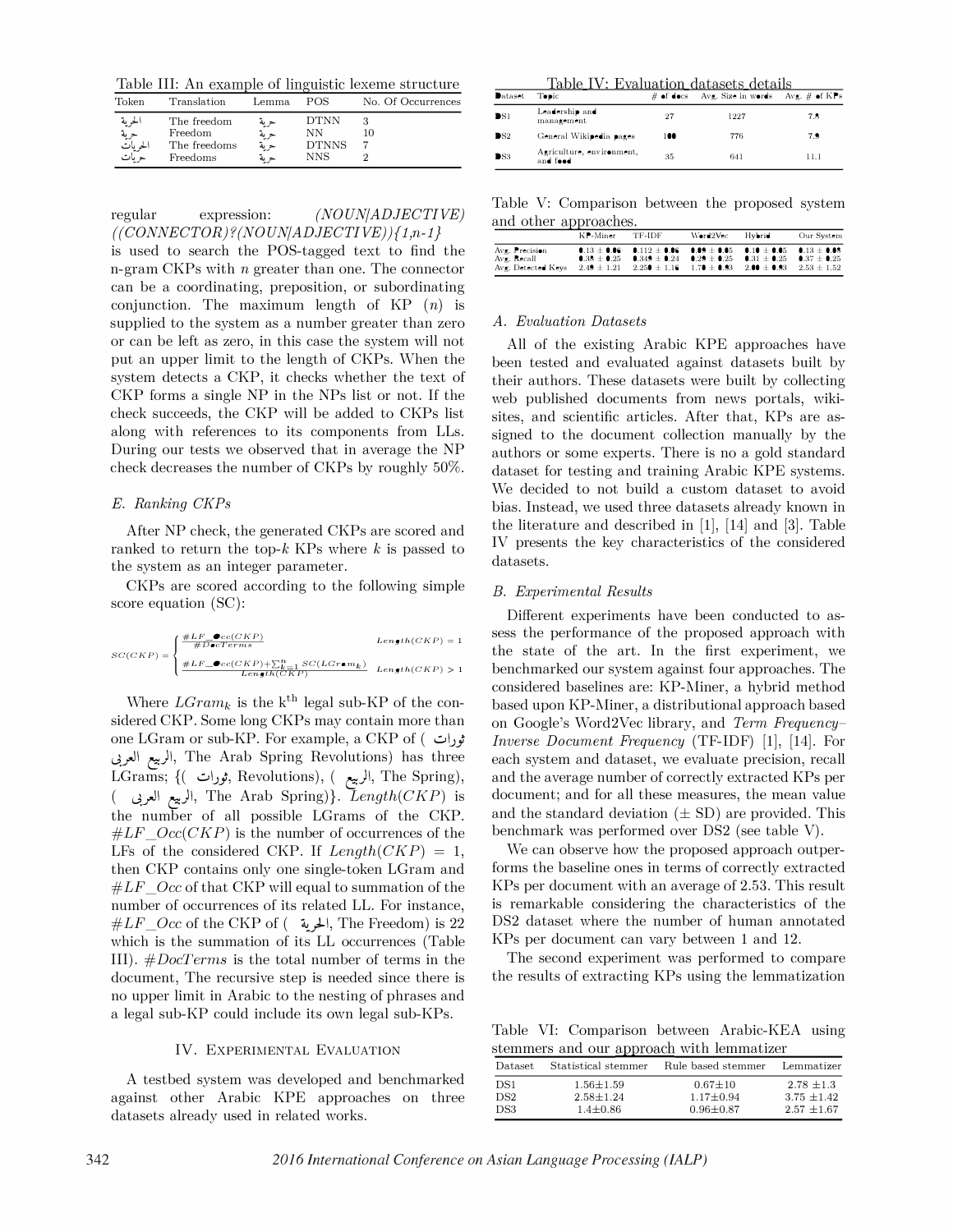Table III: An example of linguistic lexeme structure

| Token | Translation | Lemma | POS | No. Of Occurrences |
|---|---|---|---|---|
| الحرية | The freedom | حرية | DTNN | 3 |
| حرية | Freedom | حرية | NN | 10 |
| الحريات | The freedoms | حرية | DTNNS | 7 |
| حريات | Freedoms | حرية | NNS | 2 |

regular expression: *(NOUN|ADJECTIVE) ((CONNECTOR)?(NOUN|ADJECTIVE)){1,n-1}* is used to search the POS-tagged text to find the n-gram CKPs with *n* greater than one. The connector can be a coordinating, preposition, or subordinating conjunction. The maximum length of KP (*n*) is supplied to the system as a number greater than zero or can be left as zero, in this case the system will not put an upper limit to the length of CKPs. When the system detects a CKP, it checks whether the text of CKP forms a single NP in the NPs list or not. If the check succeeds, the CKP will be added to CKPs list along with references to its components from LLs. During our tests we observed that in average the NP check decreases the number of CKPs by roughly 50%.

### E. Ranking CKPs

After NP check, the generated CKPs are scored and ranked to return the top-*k* KPs where *k* is passed to the system as an integer parameter.

CKPs are scored according to the following simple score equation (SC):

$$SC(CKP) = \begin{cases} \frac{\#LF\_Occ(CKP)}{\#DocTerms} & Length(CKP) = 1 \\ \frac{\#LF\_Occ(CKP) + \sum_{k=1}^{n} SC(LGram_k)}{Length(CKP)} & Length(CKP) > 1 \end{cases}$$

Where $LGram_k$ is the k[th] legal sub-KP of the considered CKP. Some long CKPs may contain more than one LGram or sub-KP. For example, a CKP of ( ثورات الربيع العربي, The Arab Spring Revolutions) has three LGrams; {( ثورات, Revolutions), ( الربيع, The Spring), ( الربيع العربي, The Arab Spring)}. $Length(CKP)$ is the number of all possible LGrams of the CKP. $\#LF\_Occ(CKP)$ is the number of occurrences of the LFs of the considered CKP. If $Length(CKP) = 1$, then CKP contains only one single-token LGram and $\#LF\_Occ$ of that CKP will equal to summation of the number of occurrences of its related LL. For instance, $\#LF\_Occ$ of the CKP of ( الحرية, The Freedom) is 22 which is the summation of its LL occurrences (Table III). $\#DocTerms$ is the total number of terms in the document, The recursive step is needed since there is no upper limit in Arabic to the nesting of phrases and a legal sub-KP could include its own legal sub-KPs.

## IV. Experimental Evaluation

A testbed system was developed and benchmarked against other Arabic KPE approaches on three datasets already used in related works.

Table IV: Evaluation datasets details

| Dataset | Topic | # of docs | Avg. Size in words | Avg. # of KPs |
|---|---|---|---|---|
| DS1 | Leadership and management | 27 | 1227 | 7.8 |
| DS2 | General Wikipedia pages | 100 | 776 | 7.9 |
| DS3 | Agriculture, environment, and food | 35 | 641 | 11.1 |

Table V: Comparison between the proposed system and other approaches.

| | KP-Miner | TF-IDF | Word2Vec | Hybrid | Our System |
|---|---|---|---|---|---|
| Avg. Precision | 0.13 ± 0.06 | 0.112 ± 0.06 | 0.09 ± 0.05 | 0.10 ± 0.05 | 0.13 ± 0.08 |
| Avg. Recall | 0.38 ± 0.25 | 0.349 ± 0.24 | 0.29 ± 0.25 | 0.31 ± 0.25 | 0.37 ± 0.25 |
| Avg. Detected Keys | 2.49 ± 1.21 | 2.250 ± 1.16 | 1.70 ± 0.93 | 2.00 ± 0.93 | 2.53 ± 1.52 |

### A. Evaluation Datasets

All of the existing Arabic KPE approaches have been tested and evaluated against datasets built by their authors. These datasets were built by collecting web published documents from news portals, wikisites, and scientific articles. After that, KPs are assigned to the document collection manually by the authors or some experts. There is no a gold standard dataset for testing and training Arabic KPE systems. We decided to not build a custom dataset to avoid bias. Instead, we used three datasets already known in the literature and described in [1], [14] and [3]. Table IV presents the key characteristics of the considered datasets.

### B. Experimental Results

Different experiments have been conducted to assess the performance of the proposed approach with the state of the art. In the first experiment, we benchmarked our system against four approaches. The considered baselines are: KP-Miner, a hybrid method based upon KP-Miner, a distributional approach based on Google's Word2Vec library, and *Term Frequency–Inverse Document Frequency* (TF-IDF) [1], [14]. For each system and dataset, we evaluate precision, recall and the average number of correctly extracted KPs per document; and for all these measures, the mean value and the standard deviation (± SD) are provided. This benchmark was performed over DS2 (see table V).

We can observe how the proposed approach outperforms the baseline ones in terms of correctly extracted KPs per document with an average of 2.53. This result is remarkable considering the characteristics of the DS2 dataset where the number of human annotated KPs per document can vary between 1 and 12.

The second experiment was performed to compare the results of extracting KPs using the lemmatization

Table VI: Comparison between Arabic-KEA using stemmers and our approach with lemmatizer

| Dataset | Statistical stemmer | Rule based stemmer | Lemmatizer |
|---|---|---|---|
| DS1 | 1.56±1.59 | 0.67±10 | 2.78 ±1.3 |
| DS2 | 2.58±1.24 | 1.17±0.94 | 3.75 ±1.42 |
| DS3 | 1.4±0.86 | 0.96±0.87 | 2.57 ±1.67 |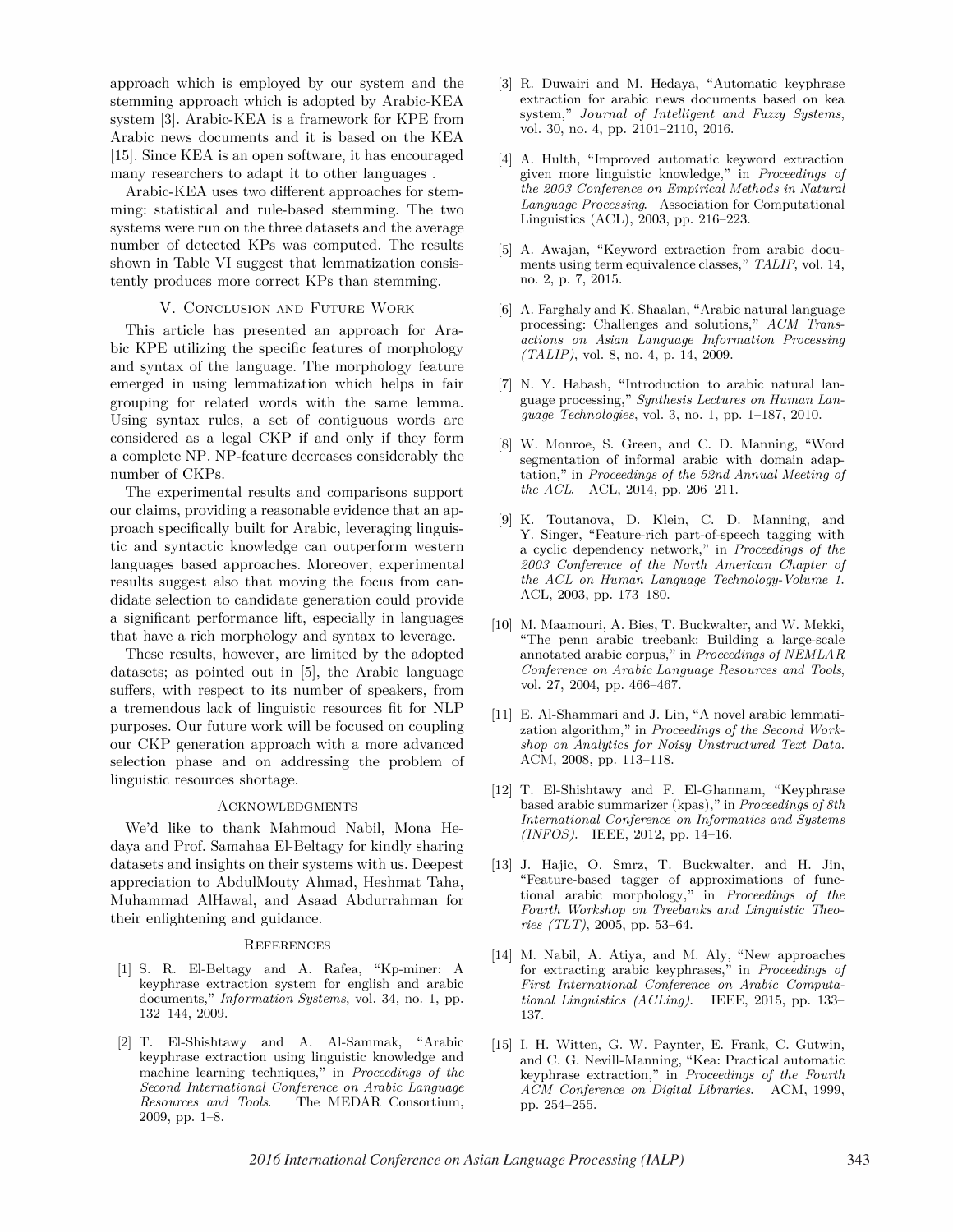approach which is employed by our system and the stemming approach which is adopted by Arabic-KEA system [3]. Arabic-KEA is a framework for KPE from Arabic news documents and it is based on the KEA [15]. Since KEA is an open software, it has encouraged many researchers to adapt it to other languages .

Arabic-KEA uses two different approaches for stemming: statistical and rule-based stemming. The two systems were run on the three datasets and the average number of detected KPs was computed. The results shown in Table VI suggest that lemmatization consistently produces more correct KPs than stemming.

## V. Conclusion and Future Work

This article has presented an approach for Arabic KPE utilizing the specific features of morphology and syntax of the language. The morphology feature emerged in using lemmatization which helps in fair grouping for related words with the same lemma. Using syntax rules, a set of contiguous words are considered as a legal CKP if and only if they form a complete NP. NP-feature decreases considerably the number of CKPs.

The experimental results and comparisons support our claims, providing a reasonable evidence that an approach specifically built for Arabic, leveraging linguistic and syntactic knowledge can outperform western languages based approaches. Moreover, experimental results suggest also that moving the focus from candidate selection to candidate generation could provide a significant performance lift, especially in languages that have a rich morphology and syntax to leverage.

These results, however, are limited by the adopted datasets; as pointed out in [5], the Arabic language suffers, with respect to its number of speakers, from a tremendous lack of linguistic resources fit for NLP purposes. Our future work will be focused on coupling our CKP generation approach with a more advanced selection phase and on addressing the problem of linguistic resources shortage.

## Acknowledgments

We'd like to thank Mahmoud Nabil, Mona Hedaya and Prof. Samahaa El-Beltagy for kindly sharing datasets and insights on their systems with us. Deepest appreciation to AbdulMouty Ahmad, Heshmat Taha, Muhammad AlHawal, and Asaad Abdurrahman for their enlightening and guidance.

## References

[1] S. R. El-Beltagy and A. Rafea, "Kp-miner: A keyphrase extraction system for english and arabic documents," *Information Systems*, vol. 34, no. 1, pp. 132–144, 2009.

[2] T. El-Shishtawy and A. Al-Sammak, "Arabic keyphrase extraction using linguistic knowledge and machine learning techniques," in *Proceedings of the Second International Conference on Arabic Language Resources and Tools*. The MEDAR Consortium, 2009, pp. 1–8.

[3] R. Duwairi and M. Hedaya, "Automatic keyphrase extraction for arabic news documents based on kea system," *Journal of Intelligent and Fuzzy Systems*, vol. 30, no. 4, pp. 2101–2110, 2016.

[4] A. Hulth, "Improved automatic keyword extraction given more linguistic knowledge," in *Proceedings of the 2003 Conference on Empirical Methods in Natural Language Processing*. Association for Computational Linguistics (ACL), 2003, pp. 216–223.

[5] A. Awajan, "Keyword extraction from arabic documents using term equivalence classes," *TALIP*, vol. 14, no. 2, p. 7, 2015.

[6] A. Farghaly and K. Shaalan, "Arabic natural language processing: Challenges and solutions," *ACM Transactions on Asian Language Information Processing (TALIP)*, vol. 8, no. 4, p. 14, 2009.

[7] N. Y. Habash, "Introduction to arabic natural language processing," *Synthesis Lectures on Human Language Technologies*, vol. 3, no. 1, pp. 1–187, 2010.

[8] W. Monroe, S. Green, and C. D. Manning, "Word segmentation of informal arabic with domain adaptation," in *Proceedings of the 52nd Annual Meeting of the ACL*. ACL, 2014, pp. 206–211.

[9] K. Toutanova, D. Klein, C. D. Manning, and Y. Singer, "Feature-rich part-of-speech tagging with a cyclic dependency network," in *Proceedings of the 2003 Conference of the North American Chapter of the ACL on Human Language Technology-Volume 1*. ACL, 2003, pp. 173–180.

[10] M. Maamouri, A. Bies, T. Buckwalter, and W. Mekki, "The penn arabic treebank: Building a large-scale annotated arabic corpus," in *Proceedings of NEMLAR Conference on Arabic Language Resources and Tools*, vol. 27, 2004, pp. 466–467.

[11] E. Al-Shammari and J. Lin, "A novel arabic lemmatization algorithm," in *Proceedings of the Second Workshop on Analytics for Noisy Unstructured Text Data*. ACM, 2008, pp. 113–118.

[12] T. El-Shishtawy and F. El-Ghannam, "Keyphrase based arabic summarizer (kpas)," in *Proceedings of 8th International Conference on Informatics and Systems (INFOS)*. IEEE, 2012, pp. 14–16.

[13] J. Hajic, O. Smrz, T. Buckwalter, and H. Jin, "Feature-based tagger of approximations of functional arabic morphology," in *Proceedings of the Fourth Workshop on Treebanks and Linguistic Theories (TLT)*, 2005, pp. 53–64.

[14] M. Nabil, A. Atiya, and M. Aly, "New approaches for extracting arabic keyphrases," in *Proceedings of First International Conference on Arabic Computational Linguistics (ACLing)*. IEEE, 2015, pp. 133–137.

[15] I. H. Witten, G. W. Paynter, E. Frank, C. Gutwin, and C. G. Nevill-Manning, "Kea: Practical automatic keyphrase extraction," in *Proceedings of the Fourth ACM Conference on Digital Libraries*. ACM, 1999, pp. 254–255.